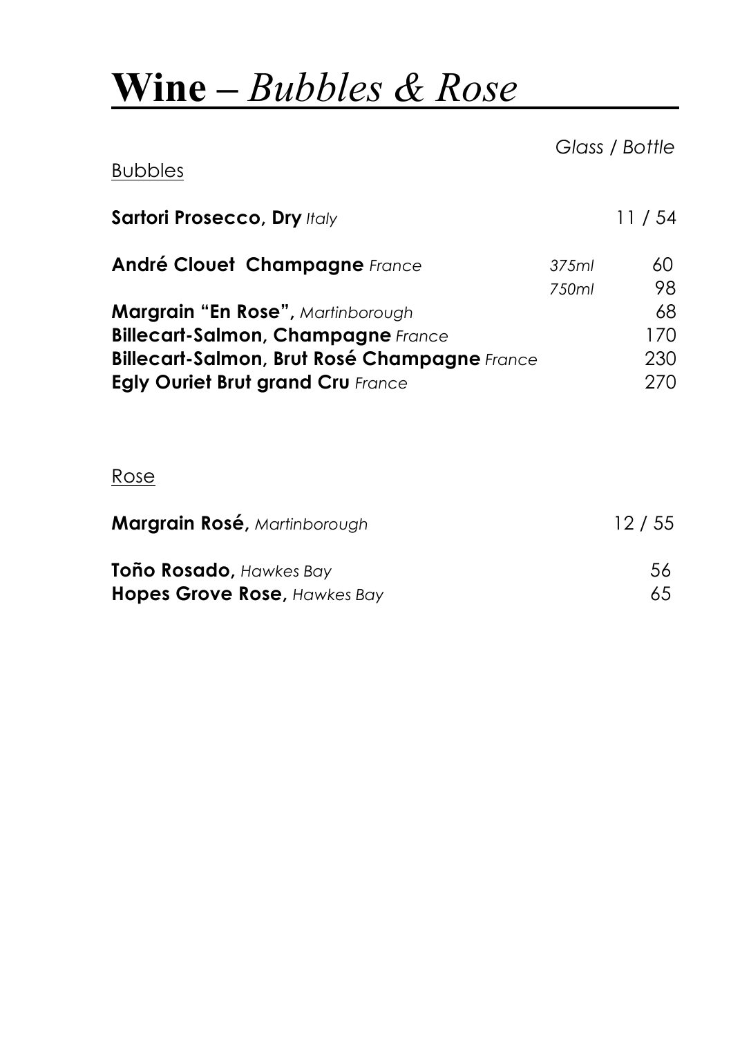# **Wine** – *Bubbles & Rose*

| Bubbles | | Glass / Bottle |
|---|---|---|
| **Sartori Prosecco, Dry** *Italy* | | 11 / 54 |
| **André Clouet Champagne** *France* | *375ml* | 60 |
| | *750ml* | 98 |
| **Margrain "En Rose",** *Martinborough* | | 68 |
| **Billecart-Salmon, Champagne** *France* | | 170 |
| **Billecart-Salmon, Brut Rosé Champagne** *France* | | 230 |
| **Egly Ouriet Brut grand Cru** *France* | | 270 |

| Rose | |
|---|---|
| **Margrain Rosé,** *Martinborough* | 12 / 55 |
| **Toño Rosado,** *Hawkes Bay* | 56 |
| **Hopes Grove Rose,** *Hawkes Bay* | 65 |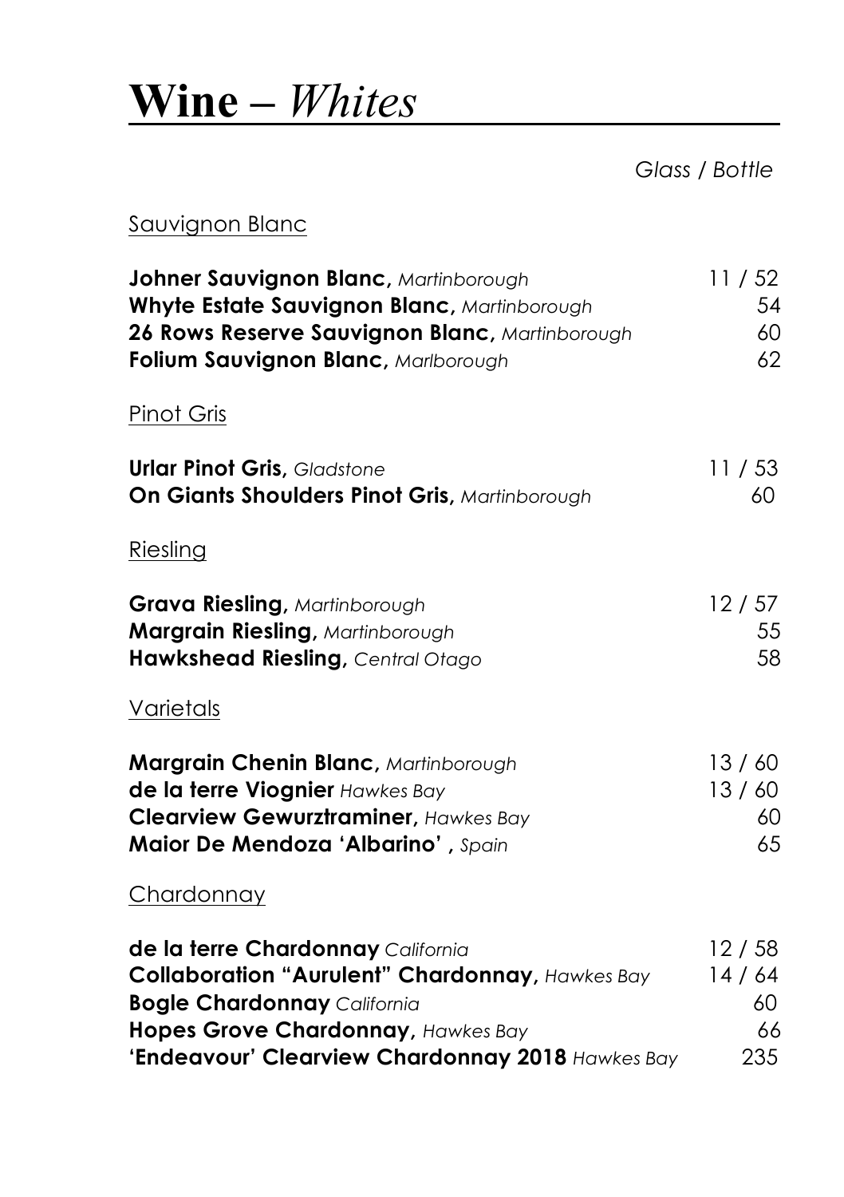# **Wine** – *Whites*

| | *Glass / Bottle* |
|---|---|
| Sauvignon Blanc | |
| **Johner Sauvignon Blanc,** *Martinborough* | 11 / 52 |
| **Whyte Estate Sauvignon Blanc,** *Martinborough* | 54 |
| **26 Rows Reserve Sauvignon Blanc,** *Martinborough* | 60 |
| **Folium Sauvignon Blanc,** *Marlborough* | 62 |
| Pinot Gris | |
| **Urlar Pinot Gris,** *Gladstone* | 11 / 53 |
| **On Giants Shoulders Pinot Gris,** *Martinborough* | 60 |
| Riesling | |
| **Grava Riesling,** *Martinborough* | 12 / 57 |
| **Margrain Riesling,** *Martinborough* | 55 |
| **Hawkshead Riesling,** *Central Otago* | 58 |
| Varietals | |
| **Margrain Chenin Blanc,** *Martinborough* | 13 / 60 |
| **de la terre Viognier** *Hawkes Bay* | 13 / 60 |
| **Clearview Gewurztraminer,** *Hawkes Bay* | 60 |
| **Maior De Mendoza 'Albarino' ,** *Spain* | 65 |
| Chardonnay | |
| **de la terre Chardonnay** *California* | 12 / 58 |
| **Collaboration "Aurulent" Chardonnay,** *Hawkes Bay* | 14 / 64 |
| **Bogle Chardonnay** *California* | 60 |
| **Hopes Grove Chardonnay,** *Hawkes Bay* | 66 |
| **'Endeavour' Clearview Chardonnay 2018** *Hawkes Bay* | 235 |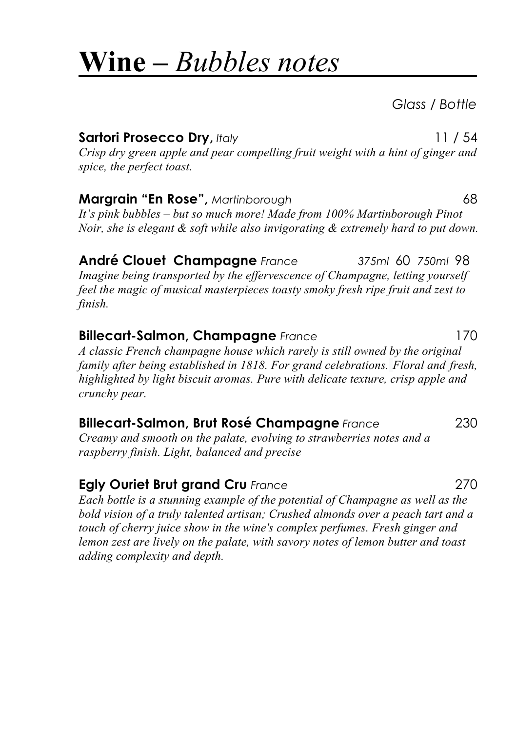# **Wine** – *Bubbles notes*

*Glass / Bottle*

**Sartori Prosecco Dry,** *Italy* 11 / 54

*Crisp dry green apple and pear compelling fruit weight with a hint of ginger and spice, the perfect toast.*

**Margrain "En Rose",** *Martinborough* 68

*It's pink bubbles – but so much more! Made from 100% Martinborough Pinot Noir, she is elegant & soft while also invigorating & extremely hard to put down.*

**André Clouet Champagne** *France* *375ml* 60 *750ml* 98

*Imagine being transported by the effervescence of Champagne, letting yourself feel the magic of musical masterpieces toasty smoky fresh ripe fruit and zest to finish.*

**Billecart-Salmon, Champagne** *France* 170

*A classic French champagne house which rarely is still owned by the original family after being established in 1818. For grand celebrations. Floral and fresh, highlighted by light biscuit aromas. Pure with delicate texture, crisp apple and crunchy pear.*

**Billecart-Salmon, Brut Rosé Champagne** *France* 230

*Creamy and smooth on the palate, evolving to strawberries notes and a raspberry finish. Light, balanced and precise*

**Egly Ouriet Brut grand Cru** *France* 270

*Each bottle is a stunning example of the potential of Champagne as well as the bold vision of a truly talented artisan; Crushed almonds over a peach tart and a touch of cherry juice show in the wine's complex perfumes. Fresh ginger and lemon zest are lively on the palate, with savory notes of lemon butter and toast adding complexity and depth.*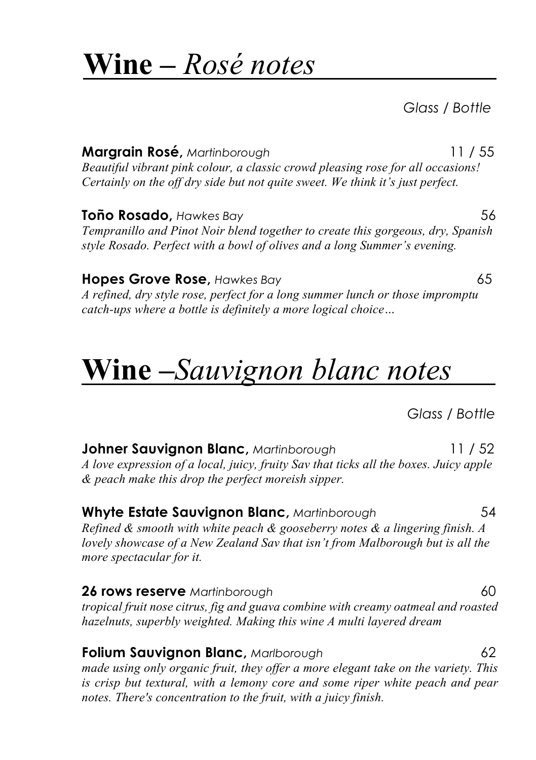# **Wine** – *Rosé notes*

*Glass / Bottle*

**Margrain Rosé,** *Martinborough* 11 / 55

*Beautiful vibrant pink colour, a classic crowd pleasing rose for all occasions! Certainly on the off dry side but not quite sweet. We think it's just perfect.*

**Toño Rosado,** *Hawkes Bay* 56

*Tempranillo and Pinot Noir blend together to create this gorgeous, dry, Spanish style Rosado. Perfect with a bowl of olives and a long Summer's evening.*

**Hopes Grove Rose,** *Hawkes Bay* 65

*A refined, dry style rose, perfect for a long summer lunch or those impromptu catch-ups where a bottle is definitely a more logical choice…*

# **Wine** –*Sauvignon blanc notes*

*Glass / Bottle*

**Johner Sauvignon Blanc,** *Martinborough* 11 / 52

*A love expression of a local, juicy, fruity Sav that ticks all the boxes. Juicy apple & peach make this drop the perfect moreish sipper.*

**Whyte Estate Sauvignon Blanc,** *Martinborough* 54

*Refined & smooth with white peach & gooseberry notes & a lingering finish. A lovely showcase of a New Zealand Sav that isn't from Malborough but is all the more spectacular for it.*

**26 rows reserve** *Martinborough* 60

*tropical fruit nose citrus, fig and guava combine with creamy oatmeal and roasted hazelnuts, superbly weighted. Making this wine A multi layered dream*

**Folium Sauvignon Blanc,** *Marlborough* 62

*made using only organic fruit, they offer a more elegant take on the variety. This is crisp but textural, with a lemony core and some riper white peach and pear notes. There's concentration to the fruit, with a juicy finish.*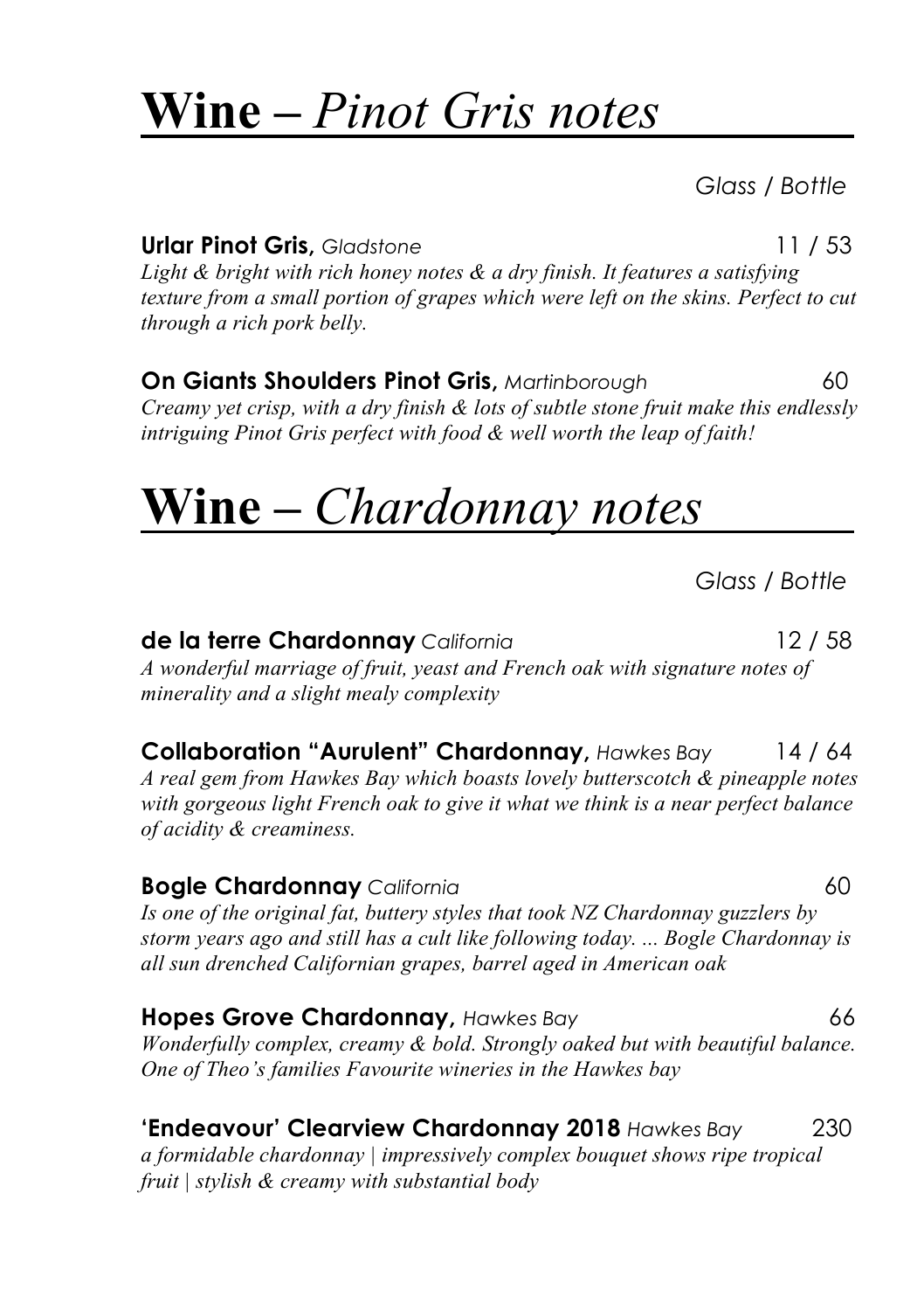# **Wine** – *Pinot Gris notes*

*Glass / Bottle*

**Urlar Pinot Gris,** *Gladstone* 11 / 53

*Light & bright with rich honey notes & a dry finish. It features a satisfying texture from a small portion of grapes which were left on the skins. Perfect to cut through a rich pork belly.*

**On Giants Shoulders Pinot Gris,** *Martinborough* 60

*Creamy yet crisp, with a dry finish & lots of subtle stone fruit make this endlessly intriguing Pinot Gris perfect with food & well worth the leap of faith!*

# **Wine** – *Chardonnay notes*

*Glass / Bottle*

**de la terre Chardonnay** *California* 12 / 58

*A wonderful marriage of fruit, yeast and French oak with signature notes of minerality and a slight mealy complexity*

**Collaboration "Aurulent" Chardonnay,** *Hawkes Bay* 14 / 64

*A real gem from Hawkes Bay which boasts lovely butterscotch & pineapple notes with gorgeous light French oak to give it what we think is a near perfect balance of acidity & creaminess.*

**Bogle Chardonnay** *California* 60

*Is one of the original fat, buttery styles that took NZ Chardonnay guzzlers by storm years ago and still has a cult like following today. ... Bogle Chardonnay is all sun drenched Californian grapes, barrel aged in American oak*

**Hopes Grove Chardonnay,** *Hawkes Bay* 66

*Wonderfully complex, creamy & bold. Strongly oaked but with beautiful balance. One of Theo's families Favourite wineries in the Hawkes bay*

**'Endeavour' Clearview Chardonnay 2018** *Hawkes Bay* 230

*a formidable chardonnay | impressively complex bouquet shows ripe tropical fruit | stylish & creamy with substantial body*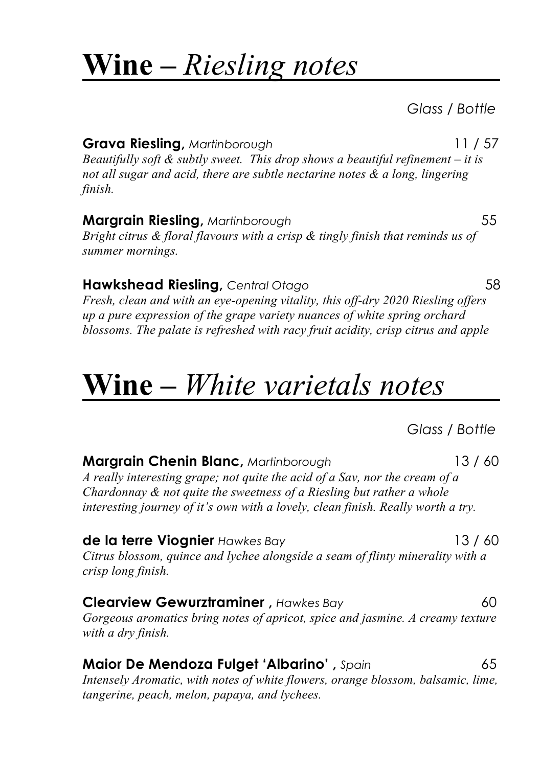# **Wine** – *Riesling notes*

*Glass / Bottle*

**Grava Riesling,** *Martinborough* 11 / 57

*Beautifully soft & subtly sweet. This drop shows a beautiful refinement – it is not all sugar and acid, there are subtle nectarine notes & a long, lingering finish.*

**Margrain Riesling,** *Martinborough* 55

*Bright citrus & floral flavours with a crisp & tingly finish that reminds us of summer mornings.*

**Hawkshead Riesling,** *Central Otago* 58

*Fresh, clean and with an eye-opening vitality, this off-dry 2020 Riesling offers up a pure expression of the grape variety nuances of white spring orchard blossoms. The palate is refreshed with racy fruit acidity, crisp citrus and apple*

# **Wine** – *White varietals notes*

*Glass / Bottle*

**Margrain Chenin Blanc,** *Martinborough* 13 / 60

*A really interesting grape; not quite the acid of a Sav, nor the cream of a Chardonnay & not quite the sweetness of a Riesling but rather a whole interesting journey of it's own with a lovely, clean finish. Really worth a try.*

**de la terre Viognier** *Hawkes Bay* 13 / 60

*Citrus blossom, quince and lychee alongside a seam of flinty minerality with a crisp long finish.*

**Clearview Gewurztraminer ,** *Hawkes Bay* 60

*Gorgeous aromatics bring notes of apricot, spice and jasmine. A creamy texture with a dry finish.*

**Maior De Mendoza Fulget 'Albarino' ,** *Spain* 65

*Intensely Aromatic, with notes of white flowers, orange blossom, balsamic, lime, tangerine, peach, melon, papaya, and lychees.*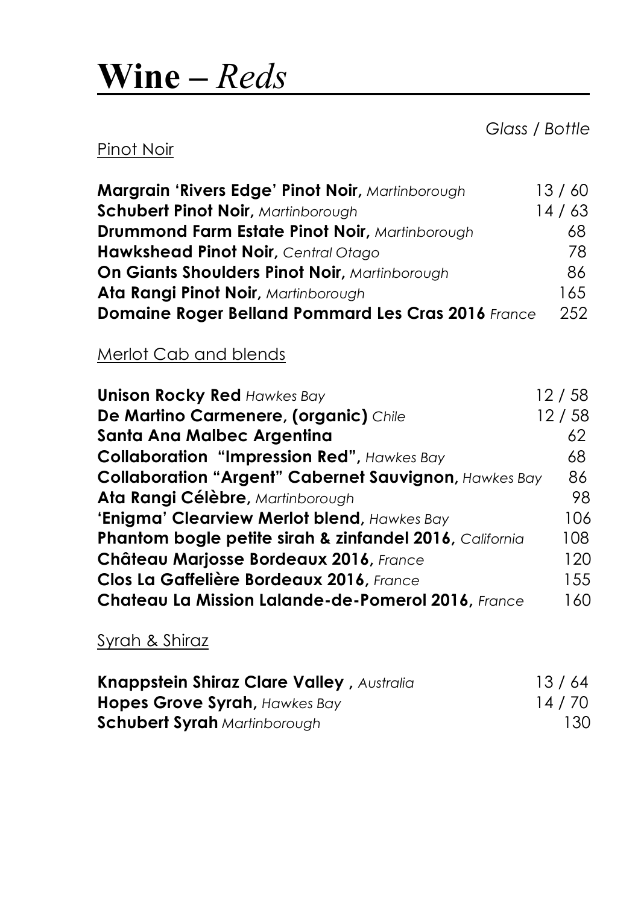# **Wine** – *Reds*

| | *Glass / Bottle* |
|---|---|
| <u>Pinot Noir</u> | |
| **Margrain 'Rivers Edge' Pinot Noir,** *Martinborough* | 13 / 60 |
| **Schubert Pinot Noir,** *Martinborough* | 14 / 63 |
| **Drummond Farm Estate Pinot Noir,** *Martinborough* | 68 |
| **Hawkshead Pinot Noir,** *Central Otago* | 78 |
| **On Giants Shoulders Pinot Noir,** *Martinborough* | 86 |
| **Ata Rangi Pinot Noir,** *Martinborough* | 165 |
| **Domaine Roger Belland Pommard Les Cras 2016** *France* | 252 |
| <u>Merlot Cab and blends</u> | |
| **Unison Rocky Red** *Hawkes Bay* | 12 / 58 |
| **De Martino Carmenere, (organic)** *Chile* | 12 / 58 |
| **Santa Ana Malbec Argentina** | 62 |
| **Collaboration "Impression Red",** *Hawkes Bay* | 68 |
| **Collaboration "Argent" Cabernet Sauvignon,** *Hawkes Bay* | 86 |
| **Ata Rangi Célèbre,** *Martinborough* | 98 |
| **'Enigma' Clearview Merlot blend,** *Hawkes Bay* | 106 |
| **Phantom bogle petite sirah & zinfandel 2016,** *California* | 108 |
| **Château Marjosse Bordeaux 2016,** *France* | 120 |
| **Clos La Gaffelière Bordeaux 2016,** *France* | 155 |
| **Chateau La Mission Lalande-de-Pomerol 2016,** *France* | 160 |
| <u>Syrah & Shiraz</u> | |
| **Knappstein Shiraz Clare Valley ,** *Australia* | 13 / 64 |
| **Hopes Grove Syrah,** *Hawkes Bay* | 14 / 70 |
| **Schubert Syrah** *Martinborough* | 130 |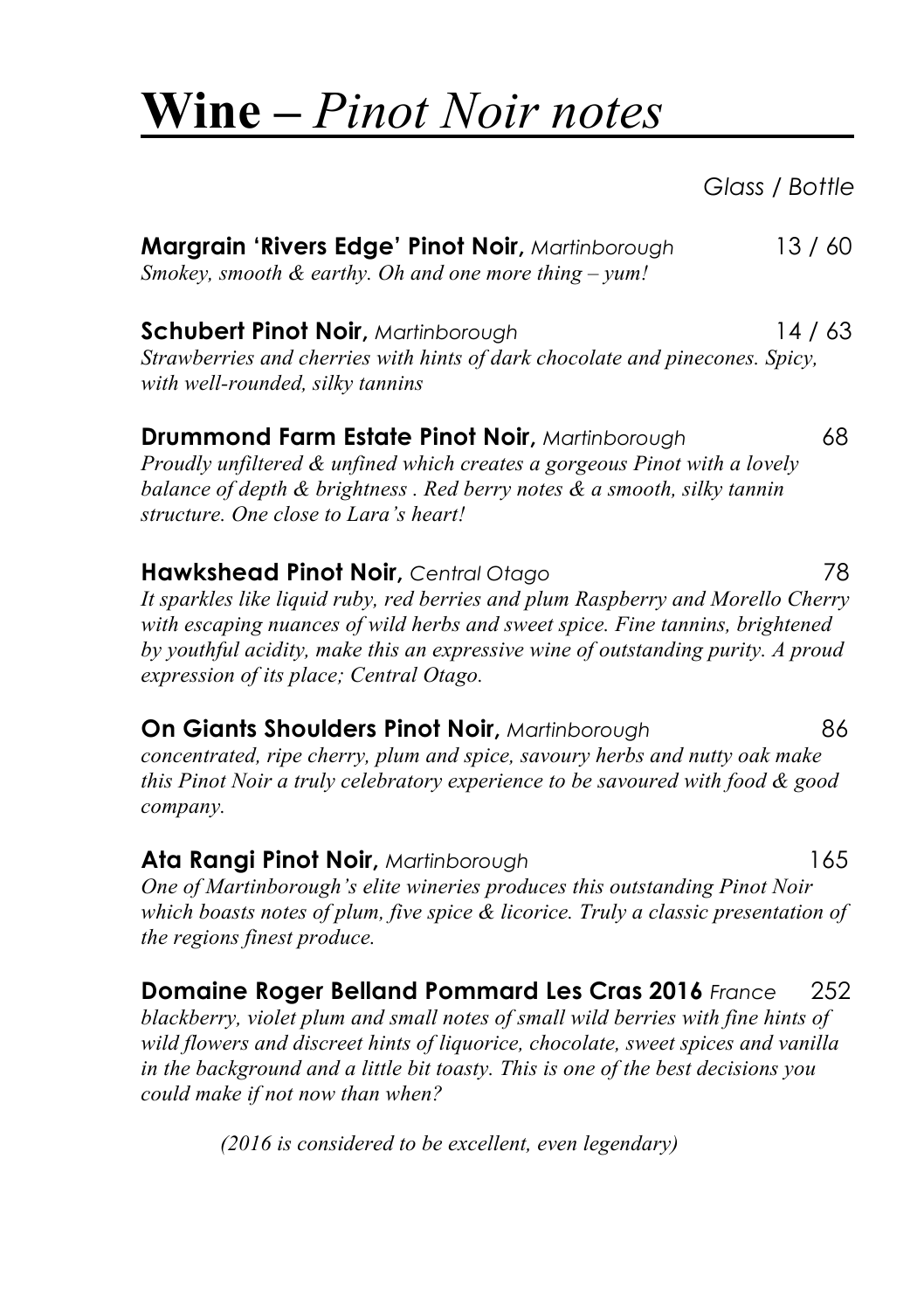# **Wine** – *Pinot Noir notes*

*Glass / Bottle*

**Margrain 'Rivers Edge' Pinot Noir,** *Martinborough* 13 / 60
*Smokey, smooth & earthy. Oh and one more thing – yum!*

**Schubert Pinot Noir,** *Martinborough* 14 / 63
*Strawberries and cherries with hints of dark chocolate and pinecones. Spicy, with well-rounded, silky tannins*

**Drummond Farm Estate Pinot Noir,** *Martinborough* 68
*Proudly unfiltered & unfined which creates a gorgeous Pinot with a lovely balance of depth & brightness . Red berry notes & a smooth, silky tannin structure. One close to Lara's heart!*

**Hawkshead Pinot Noir,** *Central Otago* 78
*It sparkles like liquid ruby, red berries and plum Raspberry and Morello Cherry with escaping nuances of wild herbs and sweet spice. Fine tannins, brightened by youthful acidity, make this an expressive wine of outstanding purity. A proud expression of its place; Central Otago.*

**On Giants Shoulders Pinot Noir,** *Martinborough* 86
*concentrated, ripe cherry, plum and spice, savoury herbs and nutty oak make this Pinot Noir a truly celebratory experience to be savoured with food & good company.*

**Ata Rangi Pinot Noir,** *Martinborough* 165
*One of Martinborough's elite wineries produces this outstanding Pinot Noir which boasts notes of plum, five spice & licorice. Truly a classic presentation of the regions finest produce.*

**Domaine Roger Belland Pommard Les Cras 2016** *France* 252
*blackberry, violet plum and small notes of small wild berries with fine hints of wild flowers and discreet hints of liquorice, chocolate, sweet spices and vanilla in the background and a little bit toasty. This is one of the best decisions you could make if not now than when?*

*(2016 is considered to be excellent, even legendary)*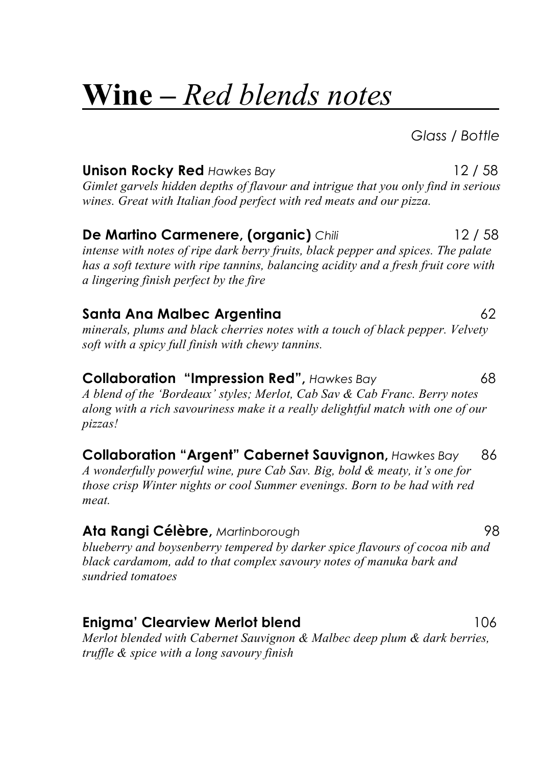# **Wine** – *Red blends notes*

*Glass / Bottle*

**Unison Rocky Red** *Hawkes Bay* 12 / 58

*Gimlet garvels hidden depths of flavour and intrigue that you only find in serious wines. Great with Italian food perfect with red meats and our pizza.*

**De Martino Carmenere, (organic)** *Chili* 12 / 58

*intense with notes of ripe dark berry fruits, black pepper and spices. The palate has a soft texture with ripe tannins, balancing acidity and a fresh fruit core with a lingering finish perfect by the fire*

**Santa Ana Malbec Argentina** 62

*minerals, plums and black cherries notes with a touch of black pepper. Velvety soft with a spicy full finish with chewy tannins.*

**Collaboration "Impression Red",** *Hawkes Bay* 68

*A blend of the 'Bordeaux' styles; Merlot, Cab Sav & Cab Franc. Berry notes along with a rich savouriness make it a really delightful match with one of our pizzas!*

**Collaboration "Argent" Cabernet Sauvignon,** *Hawkes Bay* 86

*A wonderfully powerful wine, pure Cab Sav. Big, bold & meaty, it's one for those crisp Winter nights or cool Summer evenings. Born to be had with red meat.*

**Ata Rangi Célèbre,** *Martinborough* 98

*blueberry and boysenberry tempered by darker spice flavours of cocoa nib and black cardamom, add to that complex savoury notes of manuka bark and sundried tomatoes*

**Enigma' Clearview Merlot blend** 106

*Merlot blended with Cabernet Sauvignon & Malbec deep plum & dark berries, truffle & spice with a long savoury finish*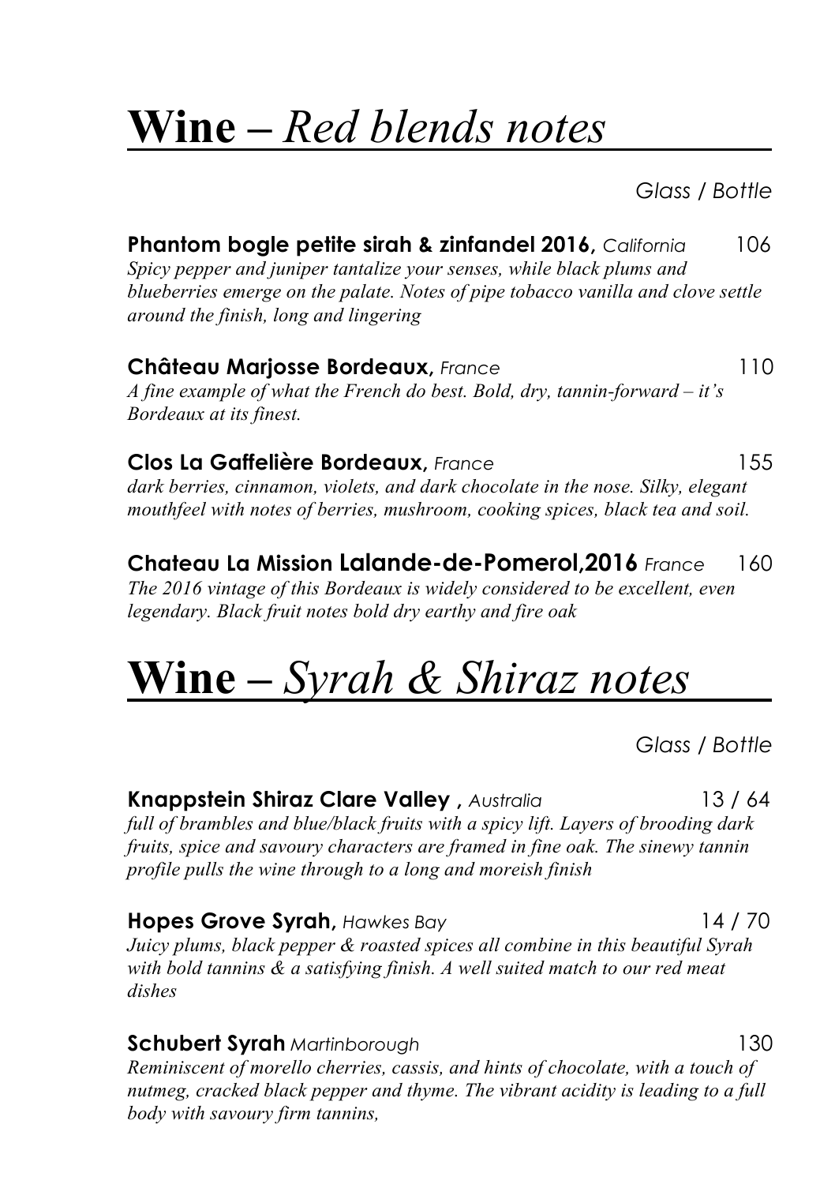# **Wine** – *Red blends notes*

*Glass / Bottle*

**Phantom bogle petite sirah & zinfandel 2016,** *California* 106

*Spicy pepper and juniper tantalize your senses, while black plums and blueberries emerge on the palate. Notes of pipe tobacco vanilla and clove settle around the finish, long and lingering*

**Château Marjosse Bordeaux,** *France* 110

*A fine example of what the French do best. Bold, dry, tannin-forward – it's Bordeaux at its finest.*

**Clos La Gaffelière Bordeaux,** *France* 155

*dark berries, cinnamon, violets, and dark chocolate in the nose. Silky, elegant mouthfeel with notes of berries, mushroom, cooking spices, black tea and soil.*

**Chateau La Mission Lalande-de-Pomerol,2016** *France* 160

*The 2016 vintage of this Bordeaux is widely considered to be excellent, even legendary. Black fruit notes bold dry earthy and fire oak*

# **Wine** – *Syrah & Shiraz notes*

*Glass / Bottle*

**Knappstein Shiraz Clare Valley ,** *Australia* 13 / 64

*full of brambles and blue/black fruits with a spicy lift. Layers of brooding dark fruits, spice and savoury characters are framed in fine oak. The sinewy tannin profile pulls the wine through to a long and moreish finish*

**Hopes Grove Syrah,** *Hawkes Bay* 14 / 70

*Juicy plums, black pepper & roasted spices all combine in this beautiful Syrah with bold tannins & a satisfying finish. A well suited match to our red meat dishes*

**Schubert Syrah** *Martinborough* 130

*Reminiscent of morello cherries, cassis, and hints of chocolate, with a touch of nutmeg, cracked black pepper and thyme. The vibrant acidity is leading to a full body with savoury firm tannins,*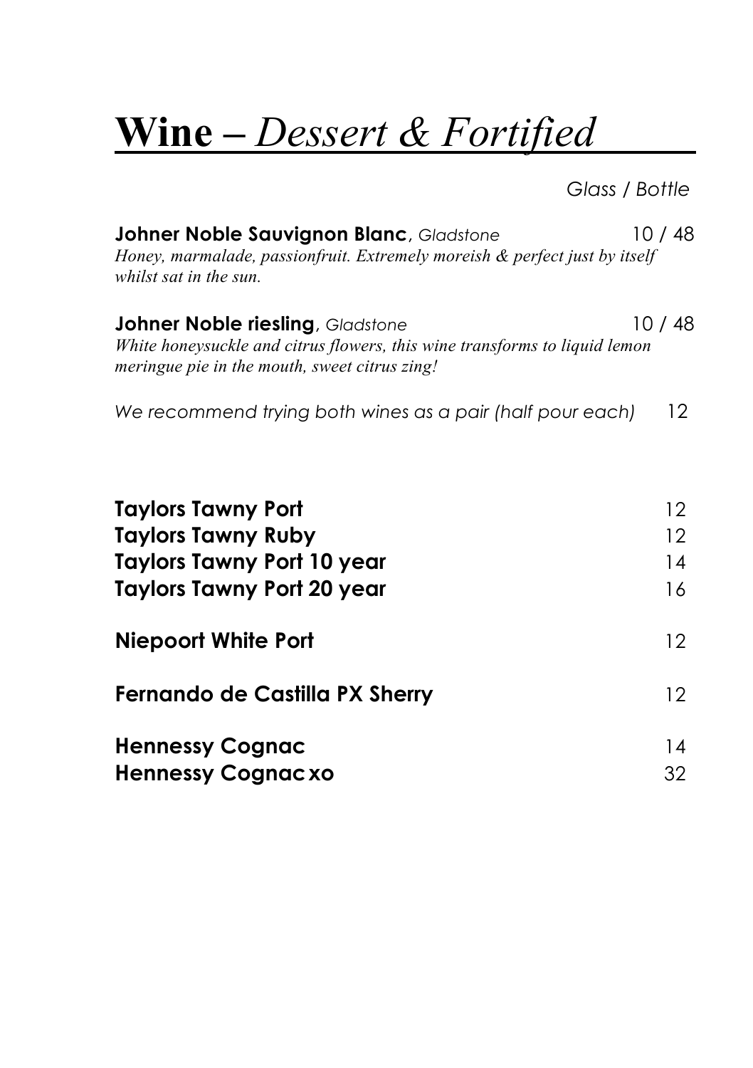# **Wine** – *Dessert & Fortified*

*Glass / Bottle*

**Johner Noble Sauvignon Blanc**, *Gladstone* 10 / 48
*Honey, marmalade, passionfruit. Extremely moreish & perfect just by itself whilst sat in the sun.*

**Johner Noble riesling**, *Gladstone* 10 / 48
*White honeysuckle and citrus flowers, this wine transforms to liquid lemon meringue pie in the mouth, sweet citrus zing!*

*We recommend trying both wines as a pair (half pour each)* 12

**Taylors Tawny Port** 12
**Taylors Tawny Ruby** 12
**Taylors Tawny Port 10 year** 14
**Taylors Tawny Port 20 year** 16

**Niepoort White Port** 12

**Fernando de Castilla PX Sherry** 12

**Hennessy Cognac** 14
**Hennessy Cognac xo** 32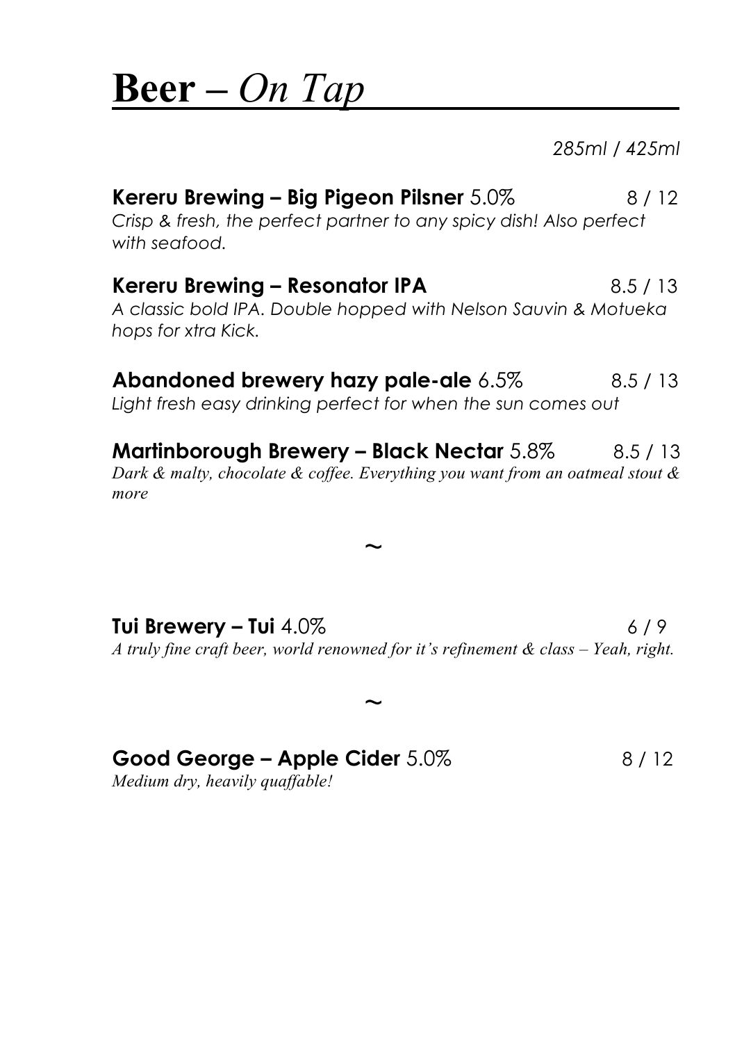# **Beer** – *On Tap*

*285ml / 425ml*

**Kereru Brewing – Big Pigeon Pilsner** 5.0% 8 / 12
*Crisp & fresh, the perfect partner to any spicy dish! Also perfect with seafood.*

**Kereru Brewing – Resonator IPA** 8.5 / 13
*A classic bold IPA. Double hopped with Nelson Sauvin & Motueka hops for xtra Kick.*

**Abandoned brewery hazy pale-ale** 6.5% 8.5 / 13
*Light fresh easy drinking perfect for when the sun comes out*

**Martinborough Brewery – Black Nectar** 5.8% 8.5 / 13
*Dark & malty, chocolate & coffee. Everything you want from an oatmeal stout & more*

~

**Tui Brewery – Tui** 4.0% 6 / 9
*A truly fine craft beer, world renowned for it's refinement & class – Yeah, right.*

~

**Good George – Apple Cider** 5.0% 8 / 12
*Medium dry, heavily quaffable!*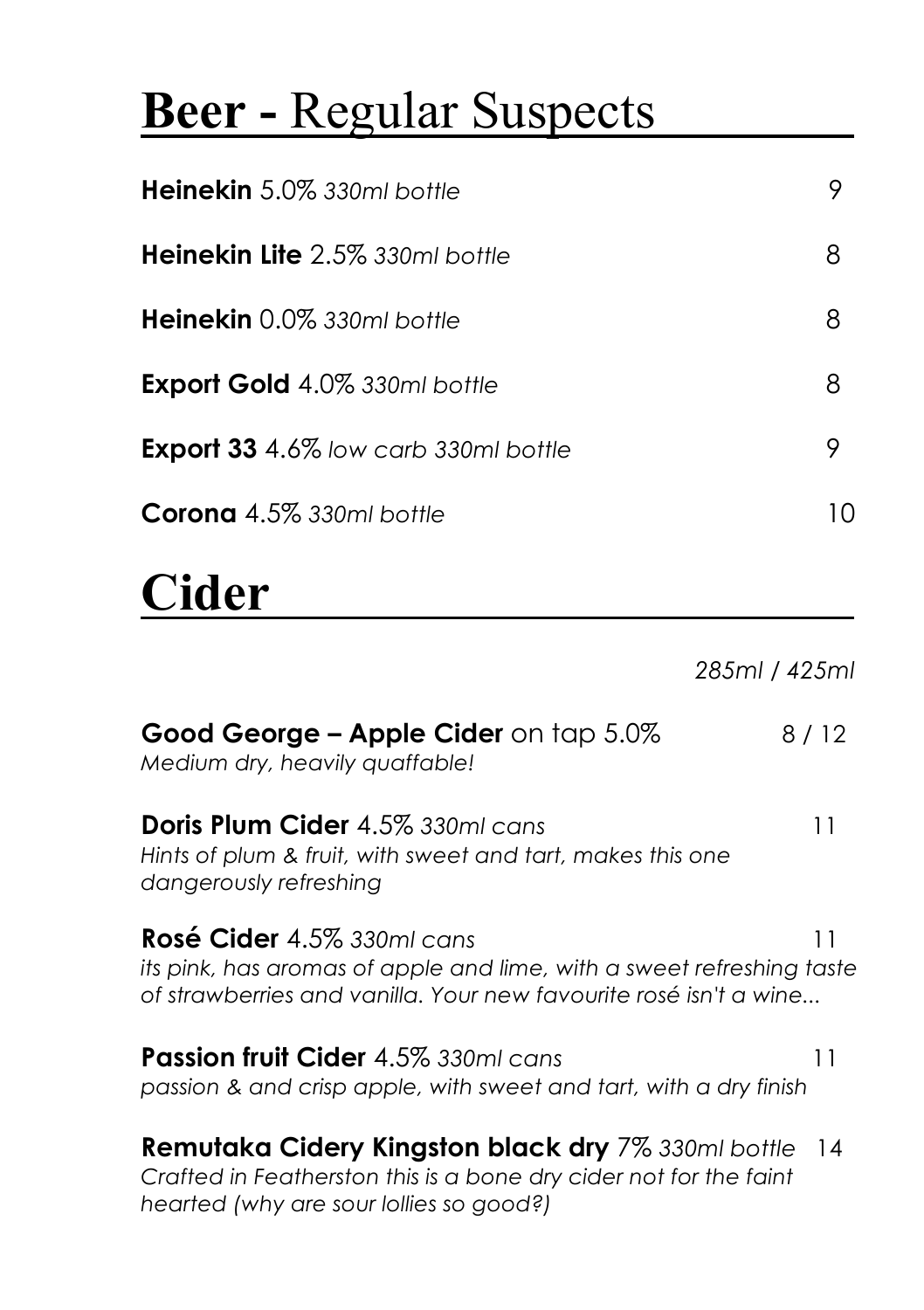# **Beer -** Regular Suspects

| | |
|---|---|
| **Heinekin** 5.0% *330ml bottle* | 9 |
| **Heinekin Lite** 2.5% *330ml bottle* | 8 |
| **Heinekin** 0.0% *330ml bottle* | 8 |
| **Export Gold** 4.0% *330ml bottle* | 8 |
| **Export 33** 4.6% *low carb 330ml bottle* | 9 |
| **Corona** 4.5% *330ml bottle* | 10 |

# **Cider**

*285ml / 425ml*

**Good George – Apple Cider** on tap 5.0% — 8 / 12
*Medium dry, heavily quaffable!*

**Doris Plum Cider** 4.5% *330ml cans* — 11
*Hints of plum & fruit, with sweet and tart, makes this one dangerously refreshing*

**Rosé Cider** 4.5% *330ml cans* — 11
*its pink, has aromas of apple and lime, with a sweet refreshing taste of strawberries and vanilla. Your new favourite rosé isn't a wine...*

**Passion fruit Cider** 4.5% *330ml cans* — 11
*passion & and crisp apple, with sweet and tart, with a dry finish*

**Remutaka Cidery Kingston black dry** 7% *330ml bottle* — 14
*Crafted in Featherston this is a bone dry cider not for the faint hearted (why are sour lollies so good?)*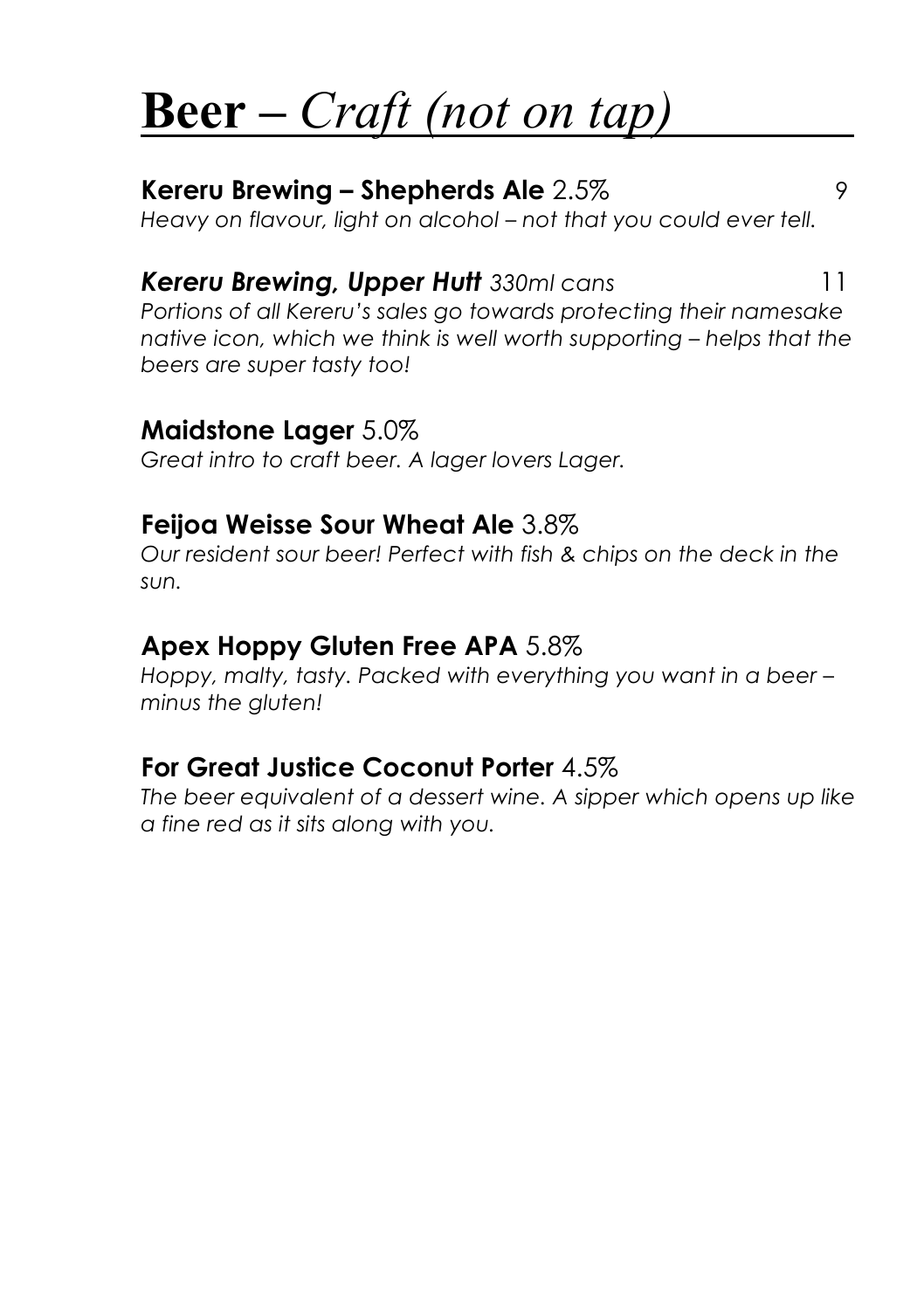# **Beer** – *Craft (not on tap)*

**Kereru Brewing – Shepherds Ale** 2.5% 9

*Heavy on flavour, light on alcohol – not that you could ever tell.*

***Kereru Brewing, Upper Hutt*** *330ml cans* 11

*Portions of all Kereru's sales go towards protecting their namesake native icon, which we think is well worth supporting – helps that the beers are super tasty too!*

**Maidstone Lager** 5.0%

*Great intro to craft beer. A lager lovers Lager.*

**Feijoa Weisse Sour Wheat Ale** 3.8%

*Our resident sour beer! Perfect with fish & chips on the deck in the sun.*

**Apex Hoppy Gluten Free APA** 5.8%

*Hoppy, malty, tasty. Packed with everything you want in a beer – minus the gluten!*

**For Great Justice Coconut Porter** 4.5%

*The beer equivalent of a dessert wine. A sipper which opens up like a fine red as it sits along with you.*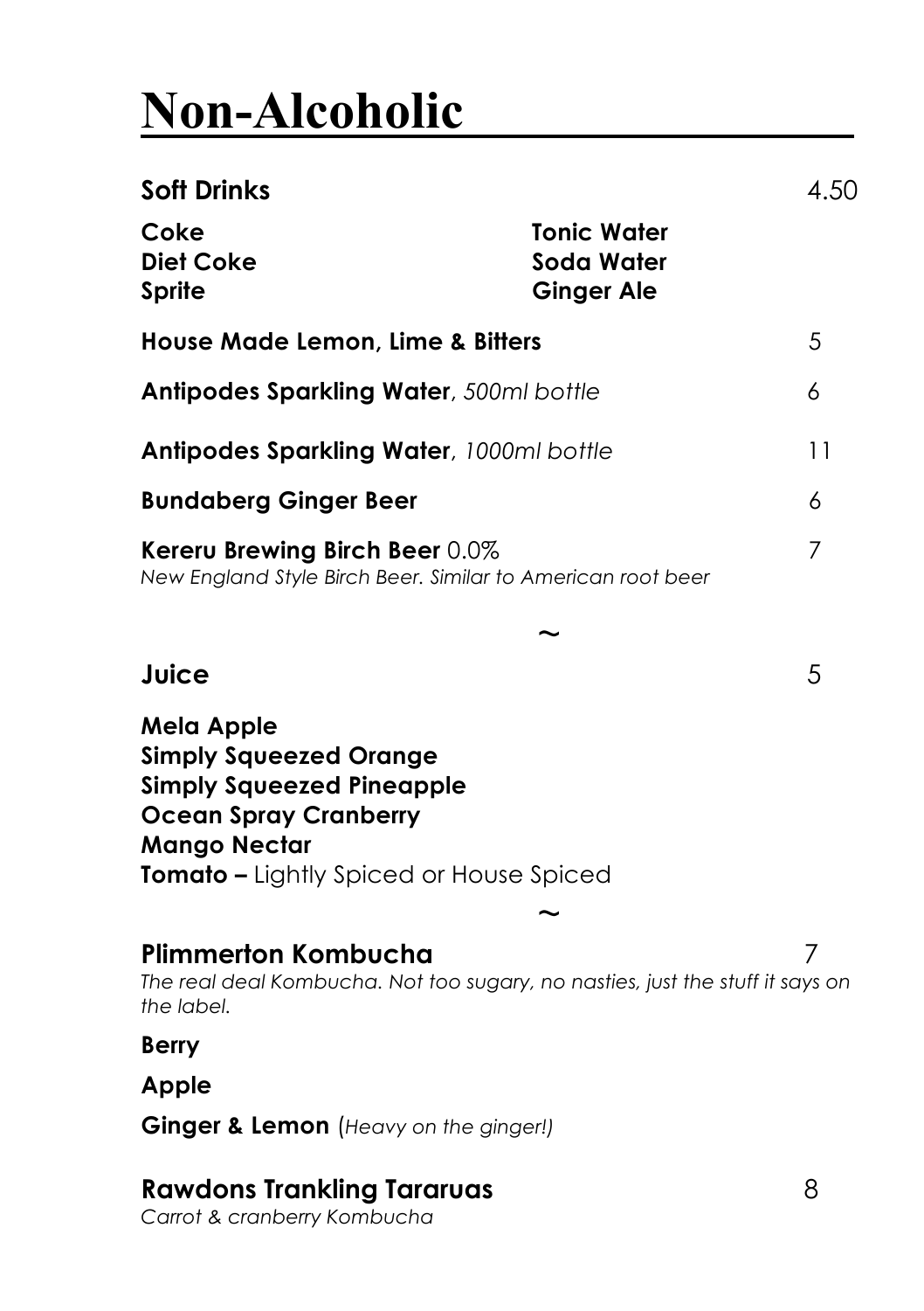# Non-Alcoholic

**Soft Drinks** 4.50

**Coke**
**Diet Coke**
**Sprite**
**Tonic Water**
**Soda Water**
**Ginger Ale**

**House Made Lemon, Lime & Bitters** 5

**Antipodes Sparkling Water**, *500ml bottle* 6

**Antipodes Sparkling Water**, *1000ml bottle* 11

**Bundaberg Ginger Beer** 6

**Kereru Brewing Birch Beer** 0.0% 7
*New England Style Birch Beer. Similar to American root beer*

~

**Juice** 5

**Mela Apple**
**Simply Squeezed Orange**
**Simply Squeezed Pineapple**
**Ocean Spray Cranberry**
**Mango Nectar**
**Tomato –** Lightly Spiced or House Spiced

~

**Plimmerton Kombucha** 7
*The real deal Kombucha. Not too sugary, no nasties, just the stuff it says on the label.*

**Berry**

**Apple**

**Ginger & Lemon** (*Heavy on the ginger!)*

**Rawdons Trankling Tararuas** 8
*Carrot & cranberry Kombucha*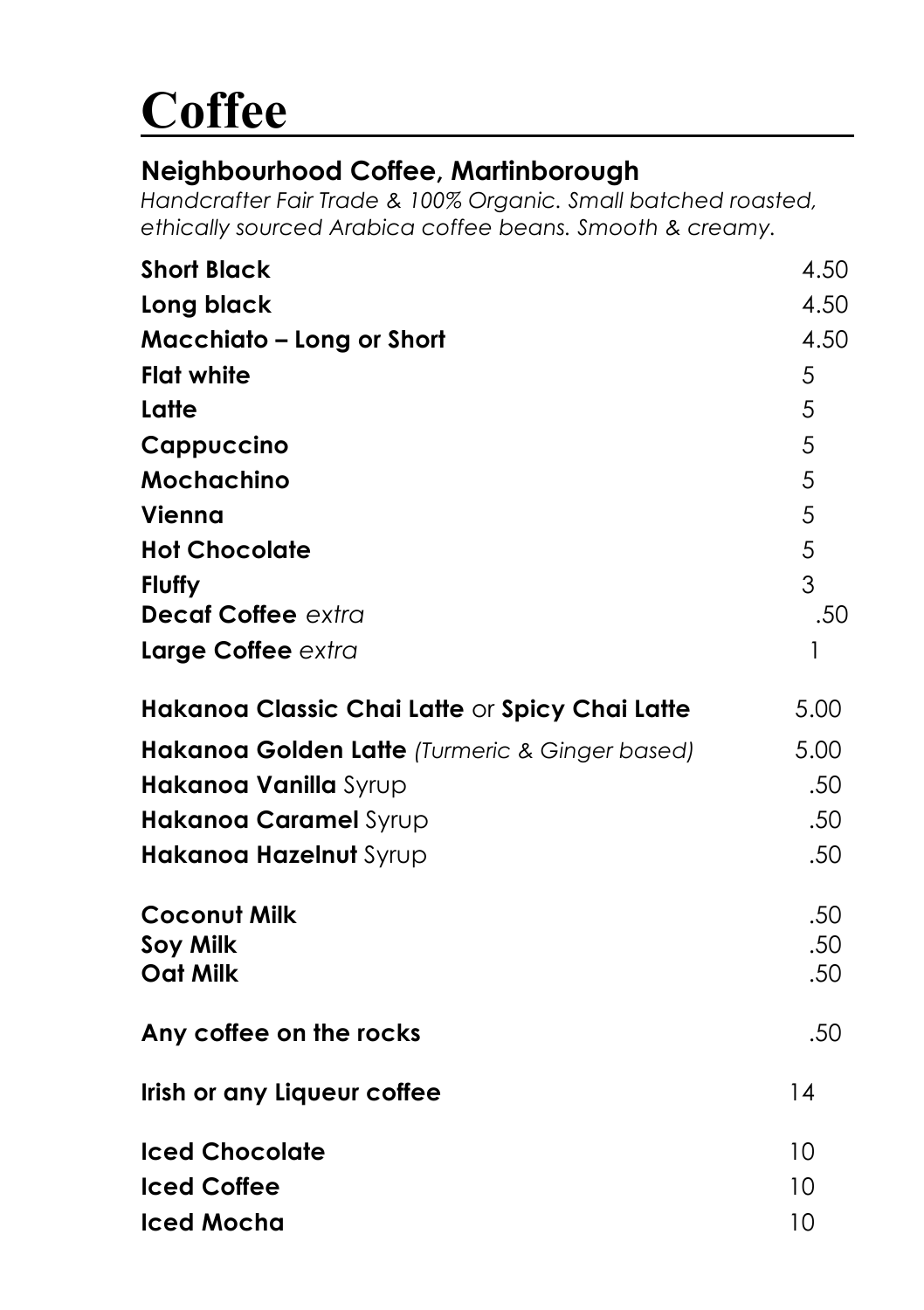# Coffee

## Neighbourhood Coffee, Martinborough

*Handcrafter Fair Trade & 100% Organic. Small batched roasted, ethically sourced Arabica coffee beans. Smooth & creamy.*

| | |
|---|---|
| **Short Black** | 4.50 |
| **Long black** | 4.50 |
| **Macchiato – Long or Short** | 4.50 |
| **Flat white** | 5 |
| **Latte** | 5 |
| **Cappuccino** | 5 |
| **Mochachino** | 5 |
| **Vienna** | 5 |
| **Hot Chocolate** | 5 |
| **Fluffy** | 3 |
| **Decaf Coffee** *extra* | .50 |
| **Large Coffee** *extra* | 1 |
| **Hakanoa Classic Chai Latte** or **Spicy Chai Latte** | 5.00 |
| **Hakanoa Golden Latte** *(Turmeric & Ginger based)* | 5.00 |
| **Hakanoa Vanilla** Syrup | .50 |
| **Hakanoa Caramel** Syrup | .50 |
| **Hakanoa Hazelnut** Syrup | .50 |
| **Coconut Milk** | .50 |
| **Soy Milk** | .50 |
| **Oat Milk** | .50 |
| **Any coffee on the rocks** | .50 |
| **Irish or any Liqueur coffee** | 14 |
| **Iced Chocolate** | 10 |
| **Iced Coffee** | 10 |
| **Iced Mocha** | 10 |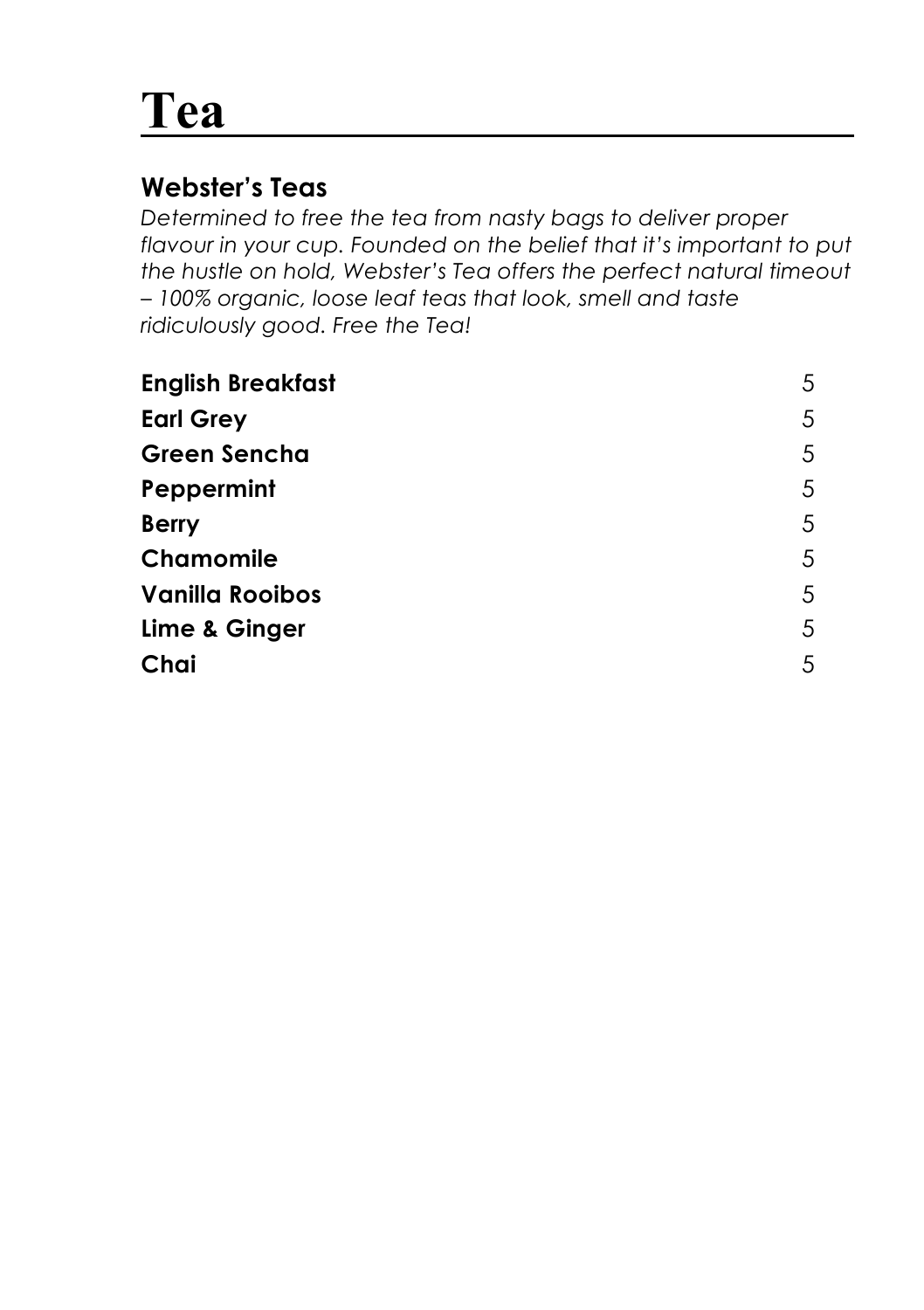# Tea

## Webster's Teas

*Determined to free the tea from nasty bags to deliver proper flavour in your cup. Founded on the belief that it's important to put the hustle on hold, Webster's Tea offers the perfect natural timeout – 100% organic, loose leaf teas that look, smell and taste ridiculously good. Free the Tea!*

**English Breakfast** 5
**Earl Grey** 5
**Green Sencha** 5
**Peppermint** 5
**Berry** 5
**Chamomile** 5
**Vanilla Rooibos** 5
**Lime & Ginger** 5
**Chai** 5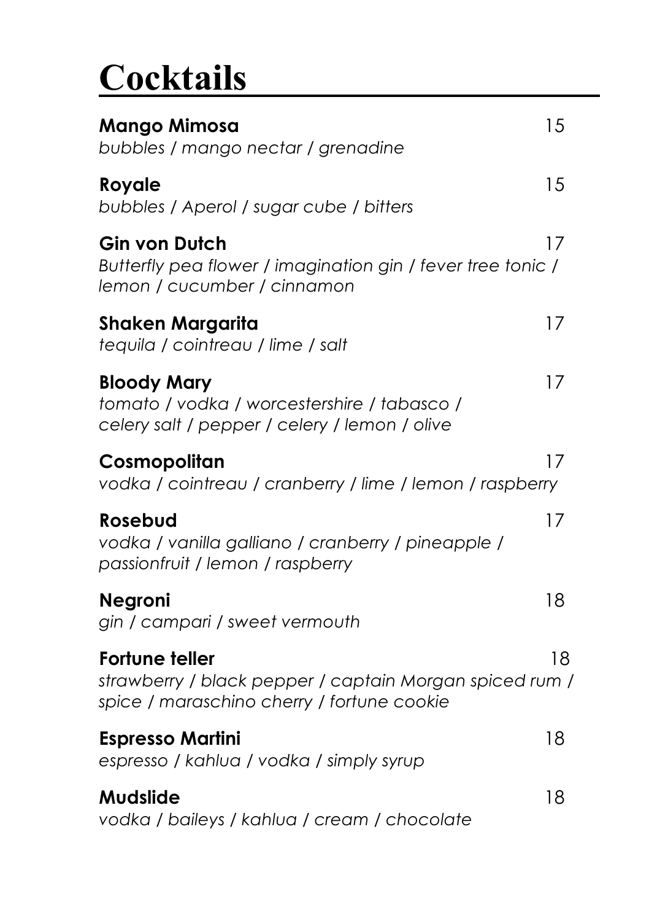# Cocktails

**Mango Mimosa** 15
*bubbles / mango nectar / grenadine*

**Royale** 15
*bubbles / Aperol / sugar cube / bitters*

**Gin von Dutch** 17
*Butterfly pea flower / imagination gin / fever tree tonic / lemon / cucumber / cinnamon*

**Shaken Margarita** 17
*tequila / cointreau / lime / salt*

**Bloody Mary** 17
*tomato / vodka / worcestershire / tabasco / celery salt / pepper / celery / lemon / olive*

**Cosmopolitan** 17
*vodka / cointreau / cranberry / lime / lemon / raspberry*

**Rosebud** 17
*vodka / vanilla galliano / cranberry / pineapple / passionfruit / lemon / raspberry*

**Negroni** 18
*gin / campari / sweet vermouth*

**Fortune teller** 18
*strawberry / black pepper / captain Morgan spiced rum / spice / maraschino cherry / fortune cookie*

**Espresso Martini** 18
*espresso / kahlua / vodka / simply syrup*

**Mudslide** 18
*vodka / baileys / kahlua / cream / chocolate*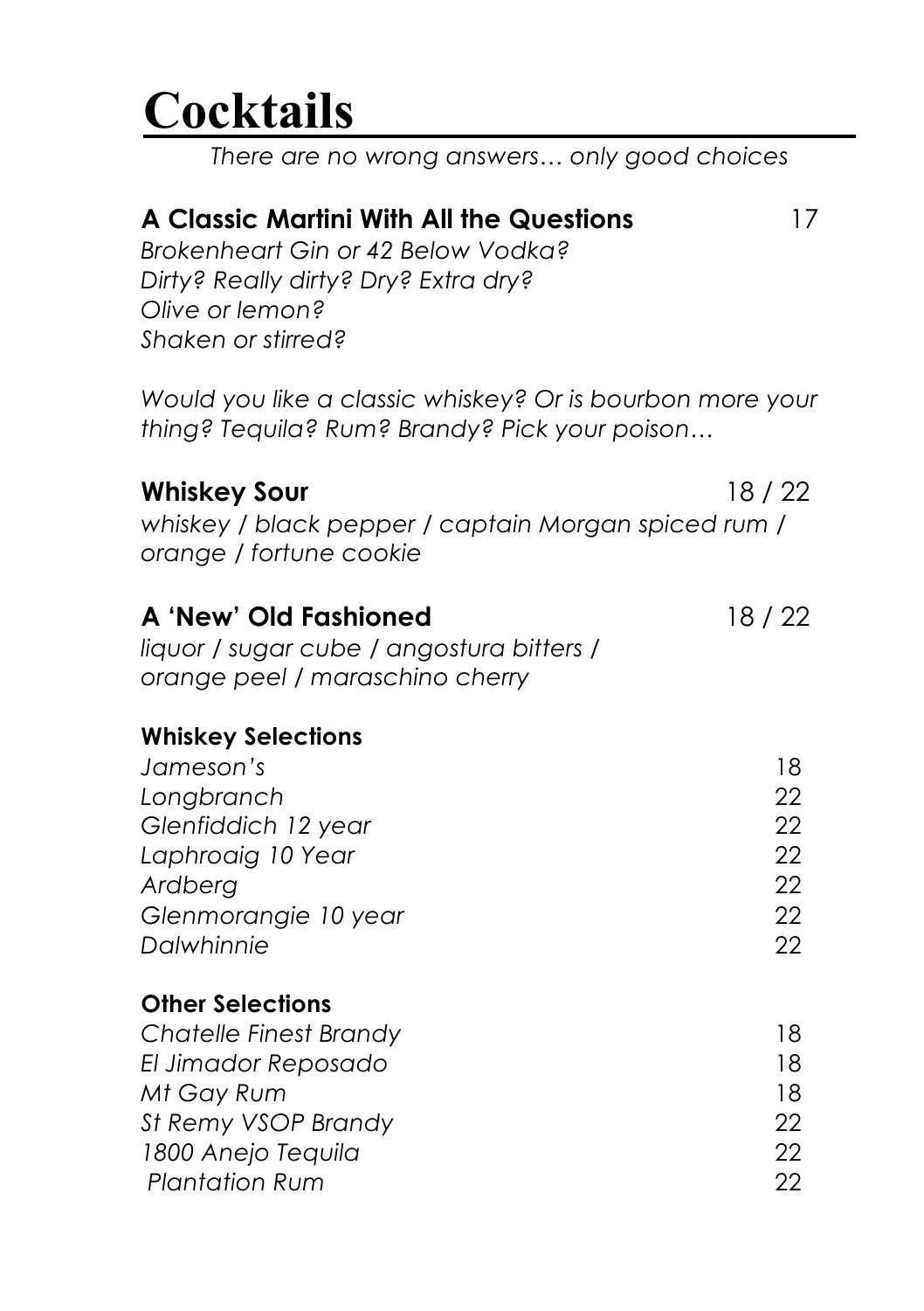# Cocktails

*There are no wrong answers… only good choices*

**A Classic Martini With All the Questions** 17

*Brokenheart Gin or 42 Below Vodka?*
*Dirty? Really dirty? Dry? Extra dry?*
*Olive or lemon?*
*Shaken or stirred?*

*Would you like a classic whiskey? Or is bourbon more your thing? Tequila? Rum? Brandy? Pick your poison…*

**Whiskey Sour** 18 / 22

*whiskey / black pepper / captain Morgan spiced rum / orange / fortune cookie*

**A 'New' Old Fashioned** 18 / 22

*liquor / sugar cube / angostura bitters / orange peel / maraschino cherry*

**Whiskey Selections**

| | |
|---|---|
| *Jameson's* | 18 |
| *Longbranch* | 22 |
| *Glenfiddich 12 year* | 22 |
| *Laphroaig 10 Year* | 22 |
| *Ardberg* | 22 |
| *Glenmorangie 10 year* | 22 |
| *Dalwhinnie* | 22 |

**Other Selections**

| | |
|---|---|
| *Chatelle Finest Brandy* | 18 |
| *El Jimador Reposado* | 18 |
| *Mt Gay Rum* | 18 |
| *St Remy VSOP Brandy* | 22 |
| *1800 Anejo Tequila* | 22 |
| *Plantation Rum* | 22 |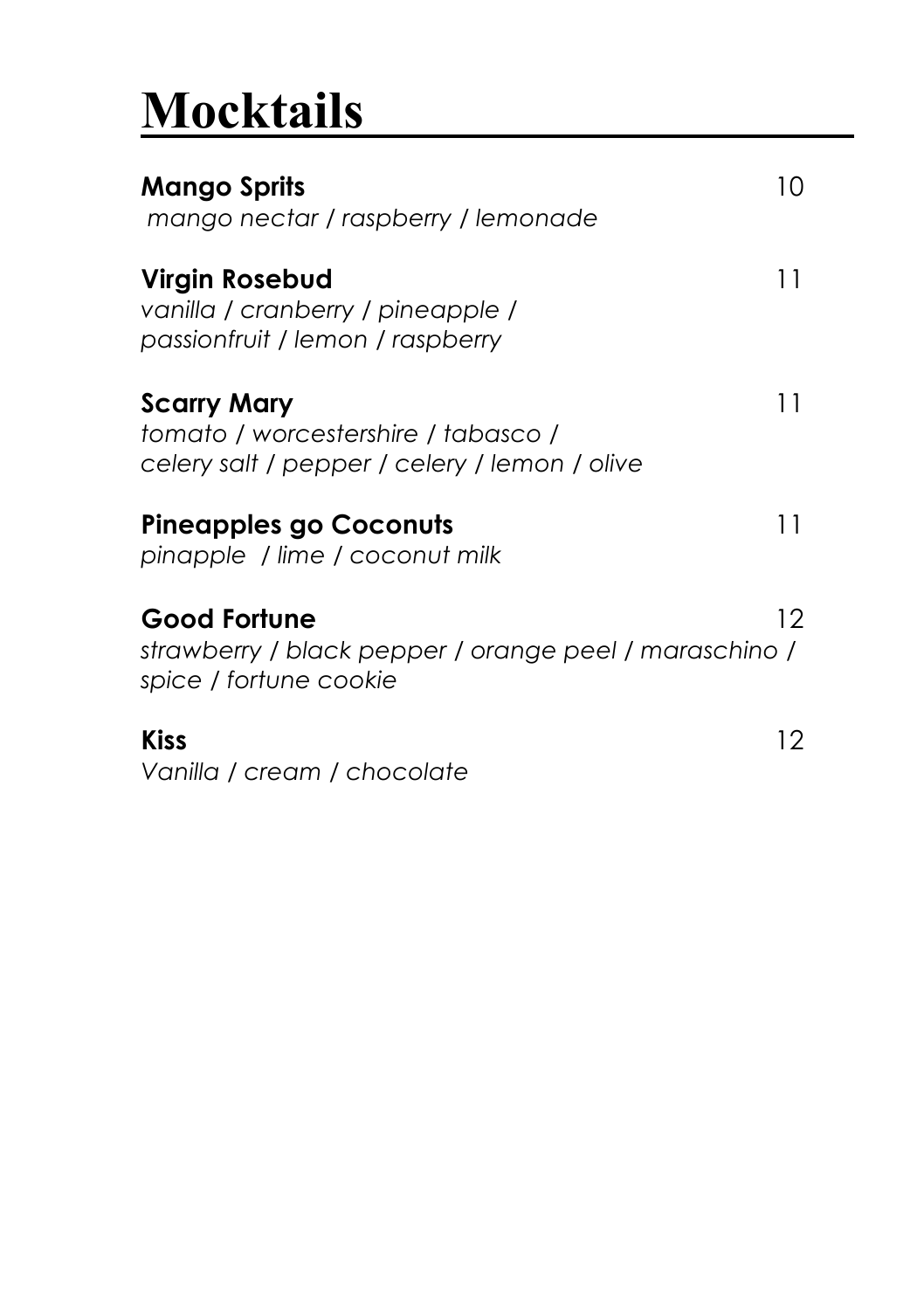# Mocktails

**Mango Sprits** 10
*mango nectar / raspberry / lemonade*

**Virgin Rosebud** 11
*vanilla / cranberry / pineapple / passionfruit / lemon / raspberry*

**Scarry Mary** 11
*tomato / worcestershire / tabasco / celery salt / pepper / celery / lemon / olive*

**Pineapples go Coconuts** 11
*pinapple / lime / coconut milk*

**Good Fortune** 12
*strawberry / black pepper / orange peel / maraschino / spice / fortune cookie*

**Kiss** 12
*Vanilla / cream / chocolate*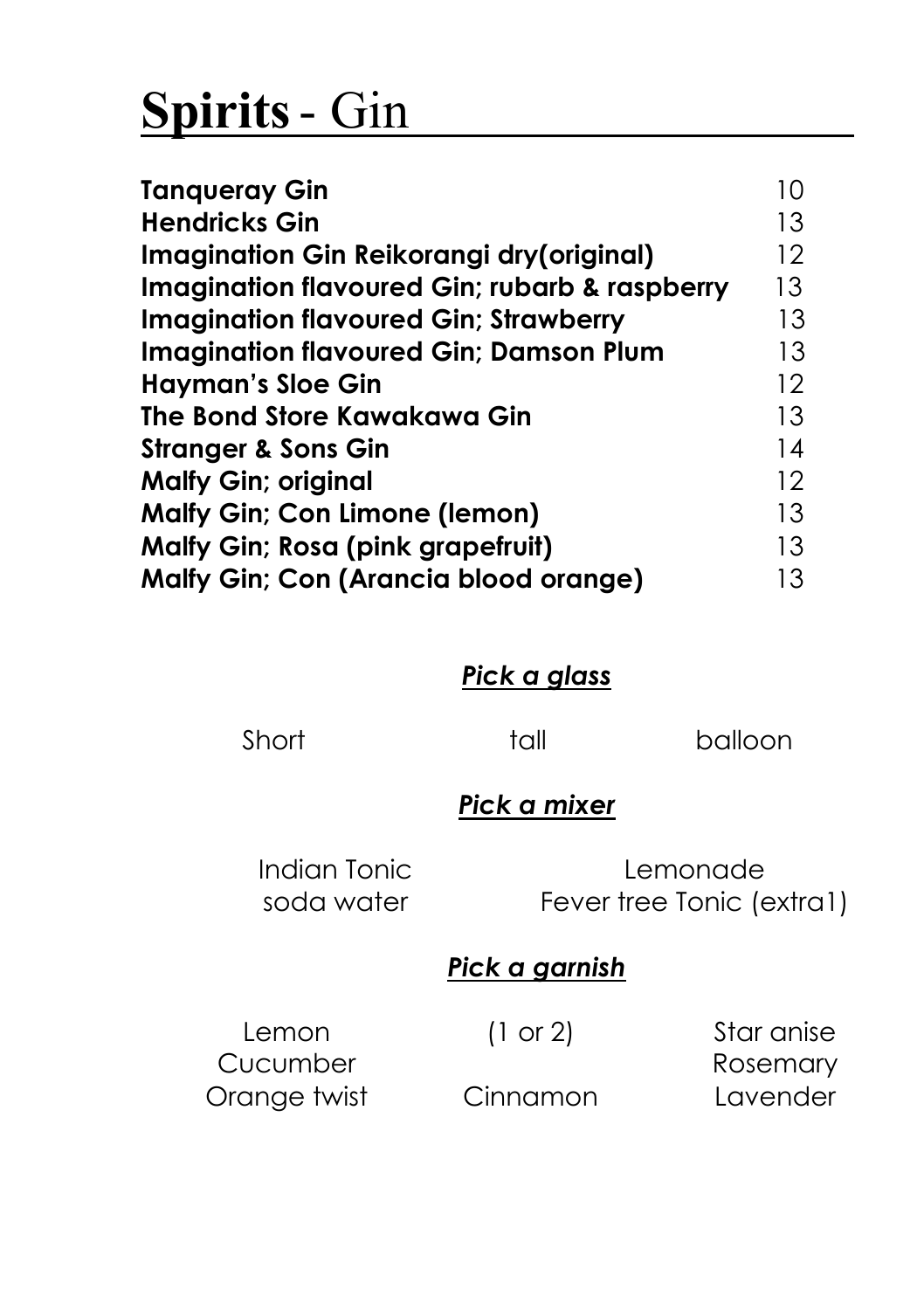# **Spirits** - Gin

| | |
|---|---|
| **Tanqueray Gin** | 10 |
| **Hendricks Gin** | 13 |
| **Imagination Gin Reikorangi dry(original)** | 12 |
| **Imagination flavoured Gin; rubarb & raspberry** | 13 |
| **Imagination flavoured Gin; Strawberry** | 13 |
| **Imagination flavoured Gin; Damson Plum** | 13 |
| **Hayman's Sloe Gin** | 12 |
| **The Bond Store Kawakawa Gin** | 13 |
| **Stranger & Sons Gin** | 14 |
| **Malfy Gin; original** | 12 |
| **Malfy Gin; Con Limone (lemon)** | 13 |
| **Malfy Gin; Rosa (pink grapefruit)** | 13 |
| **Malfy Gin; Con (Arancia blood orange)** | 13 |

***Pick a glass***

Short tall balloon

***Pick a mixer***

Indian Tonic
soda water
Lemonade
Fever tree Tonic (extra1)

***Pick a garnish***

(1 or 2)

Lemon
Cucumber
Orange twist
Cinnamon
Star anise
Rosemary
Lavender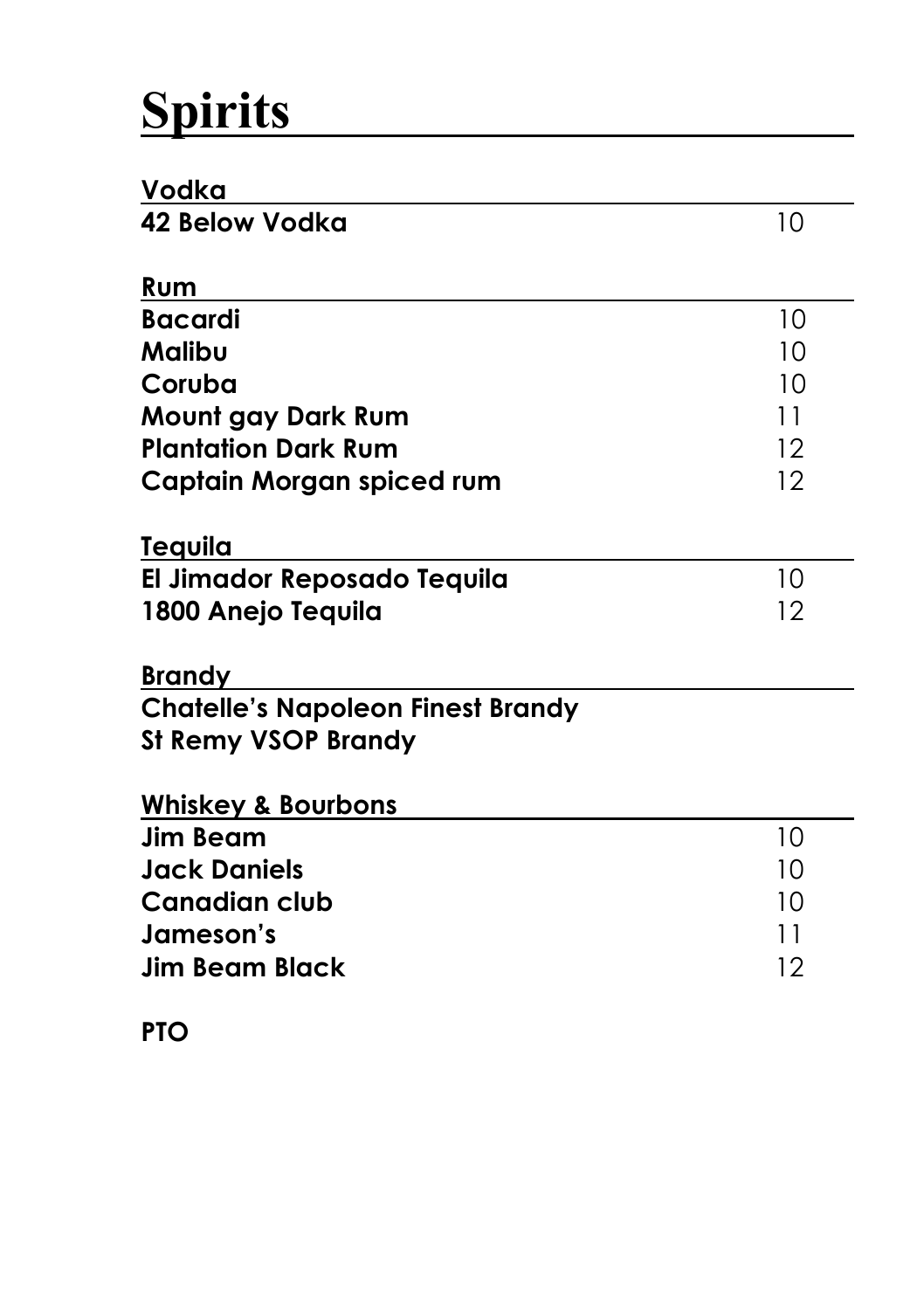# Spirits

| Vodka | |
|---|---|
| **42 Below Vodka** | 10 |

| Rum | |
|---|---|
| **Bacardi** | 10 |
| **Malibu** | 10 |
| **Coruba** | 10 |
| **Mount gay Dark Rum** | 11 |
| **Plantation Dark Rum** | 12 |
| **Captain Morgan spiced rum** | 12 |

| Tequila | |
|---|---|
| **El Jimador Reposado Tequila** | 10 |
| **1800 Anejo Tequila** | 12 |

| Brandy | |
|---|---|
| **Chatelle's Napoleon Finest Brandy** | |
| **St Remy VSOP Brandy** | |

| Whiskey & Bourbons | |
|---|---|
| **Jim Beam** | 10 |
| **Jack Daniels** | 10 |
| **Canadian club** | 10 |
| **Jameson's** | 11 |
| **Jim Beam Black** | 12 |

**PTO**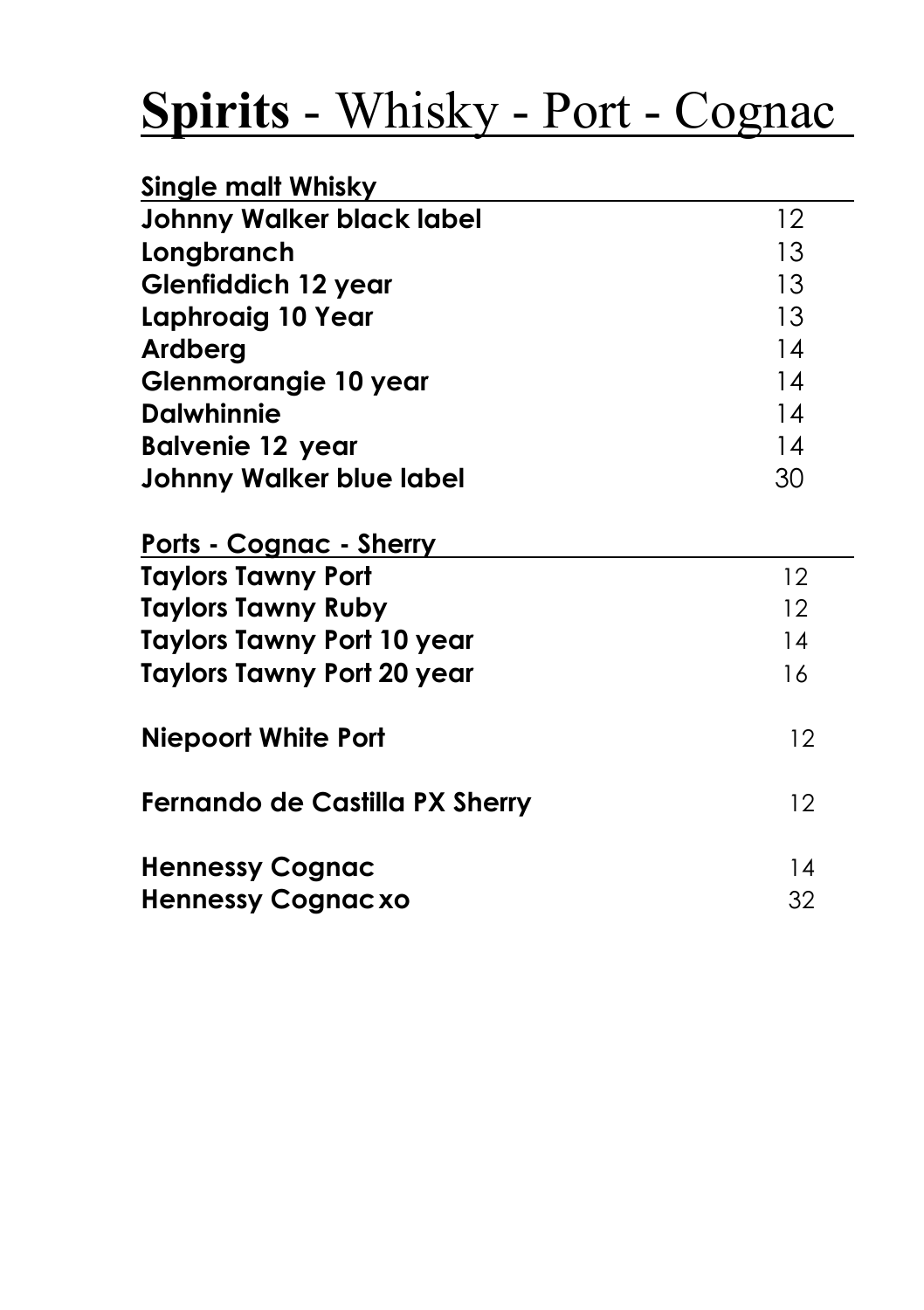# **Spirits** - Whisky - Port - Cognac

| Single malt Whisky | |
|---|---|
| **Johnny Walker black label** | 12 |
| **Longbranch** | 13 |
| **Glenfiddich 12 year** | 13 |
| **Laphroaig 10 Year** | 13 |
| **Ardberg** | 14 |
| **Glenmorangie 10 year** | 14 |
| **Dalwhinnie** | 14 |
| **Balvenie 12 year** | 14 |
| **Johnny Walker blue label** | 30 |

| Ports - Cognac - Sherry | |
|---|---|
| **Taylors Tawny Port** | 12 |
| **Taylors Tawny Ruby** | 12 |
| **Taylors Tawny Port 10 year** | 14 |
| **Taylors Tawny Port 20 year** | 16 |
| **Niepoort White Port** | 12 |
| **Fernando de Castilla PX Sherry** | 12 |
| **Hennessy Cognac** | 14 |
| **Hennessy Cognac xo** | 32 |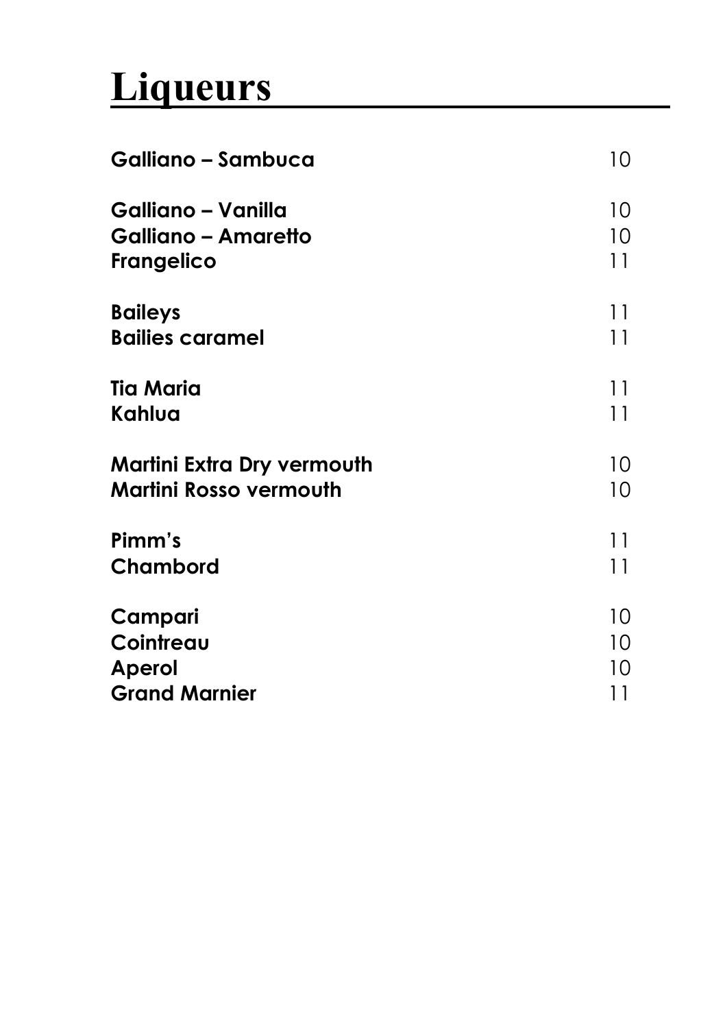# Liqueurs

| | |
|---|---|
| **Galliano – Sambuca** | 10 |
| | |
| **Galliano – Vanilla** | 10 |
| **Galliano – Amaretto** | 10 |
| **Frangelico** | 11 |
| | |
| **Baileys** | 11 |
| **Bailies caramel** | 11 |
| | |
| **Tia Maria** | 11 |
| **Kahlua** | 11 |
| | |
| **Martini Extra Dry vermouth** | 10 |
| **Martini Rosso vermouth** | 10 |
| | |
| **Pimm's** | 11 |
| **Chambord** | 11 |
| | |
| **Campari** | 10 |
| **Cointreau** | 10 |
| **Aperol** | 10 |
| **Grand Marnier** | 11 |